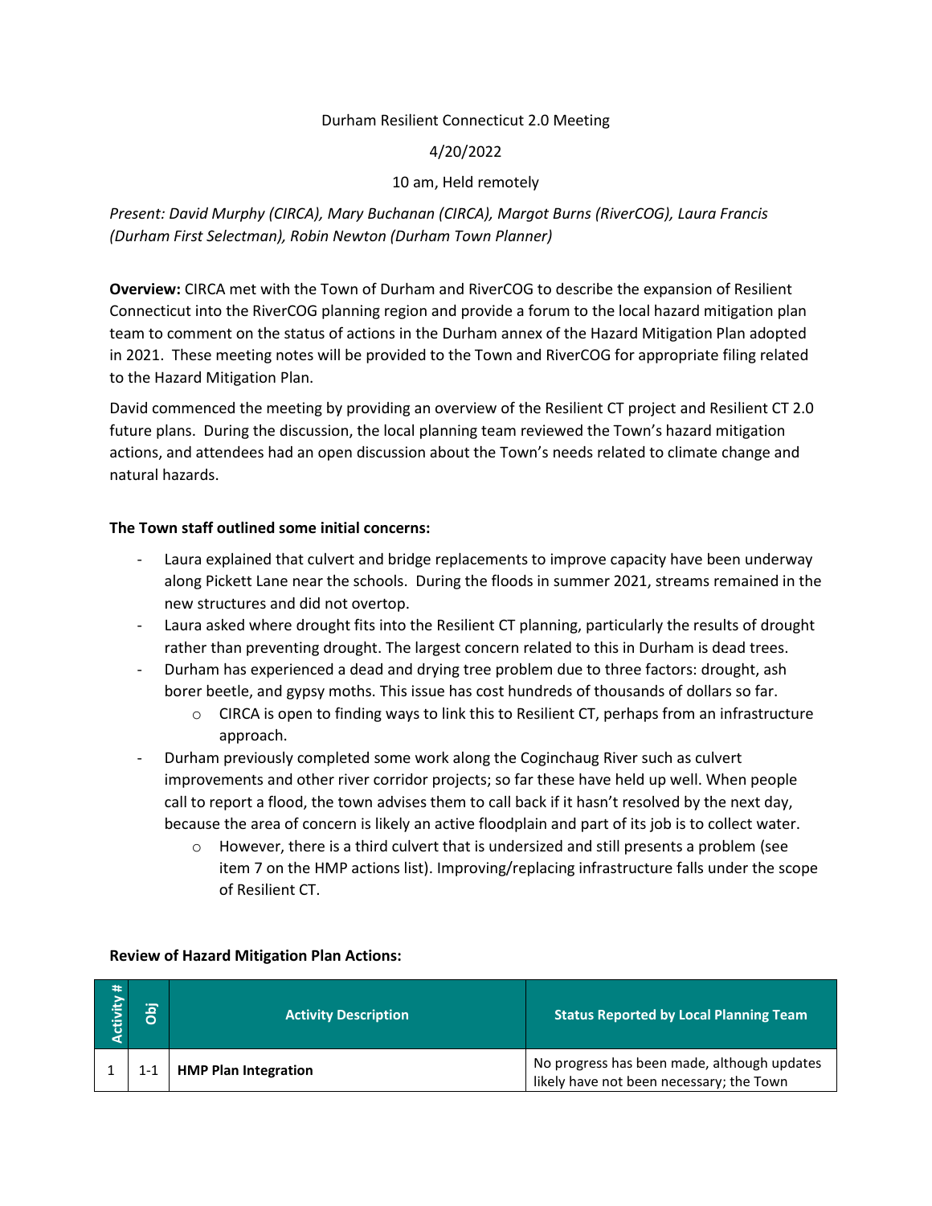Durham Resilient Connecticut 2.0 Meeting

4/20/2022

10 am, Held remotely

*Present: David Murphy (CIRCA), Mary Buchanan (CIRCA), Margot Burns (RiverCOG), Laura Francis (Durham First Selectman), Robin Newton (Durham Town Planner)*

**Overview:** CIRCA met with the Town of Durham and RiverCOG to describe the expansion of Resilient Connecticut into the RiverCOG planning region and provide a forum to the local hazard mitigation plan team to comment on the status of actions in the Durham annex of the Hazard Mitigation Plan adopted in 2021. These meeting notes will be provided to the Town and RiverCOG for appropriate filing related to the Hazard Mitigation Plan.

David commenced the meeting by providing an overview of the Resilient CT project and Resilient CT 2.0 future plans. During the discussion, the local planning team reviewed the Town's hazard mitigation actions, and attendees had an open discussion about the Town's needs related to climate change and natural hazards.

**The Town staff outlined some initial concerns:**

- Laura explained that culvert and bridge replacements to improve capacity have been underway along Pickett Lane near the schools. During the floods in summer 2021, streams remained in the new structures and did not overtop.
- Laura asked where drought fits into the Resilient CT planning, particularly the results of drought rather than preventing drought. The largest concern related to this in Durham is dead trees.
- Durham has experienced a dead and drying tree problem due to three factors: drought, ash borer beetle, and gypsy moths. This issue has cost hundreds of thousands of dollars so far.
  - CIRCA is open to finding ways to link this to Resilient CT, perhaps from an infrastructure approach.
- Durham previously completed some work along the Coginchaug River such as culvert improvements and other river corridor projects; so far these have held up well. When people call to report a flood, the town advises them to call back if it hasn't resolved by the next day, because the area of concern is likely an active floodplain and part of its job is to collect water.
  - However, there is a third culvert that is undersized and still presents a problem (see item 7 on the HMP actions list). Improving/replacing infrastructure falls under the scope of Resilient CT.

**Review of Hazard Mitigation Plan Actions:**

| Activity # | Obj | Activity Description | Status Reported by Local Planning Team |
|---|---|---|---|
| 1 | 1-1 | **HMP Plan Integration** | No progress has been made, although updates likely have not been necessary; the Town |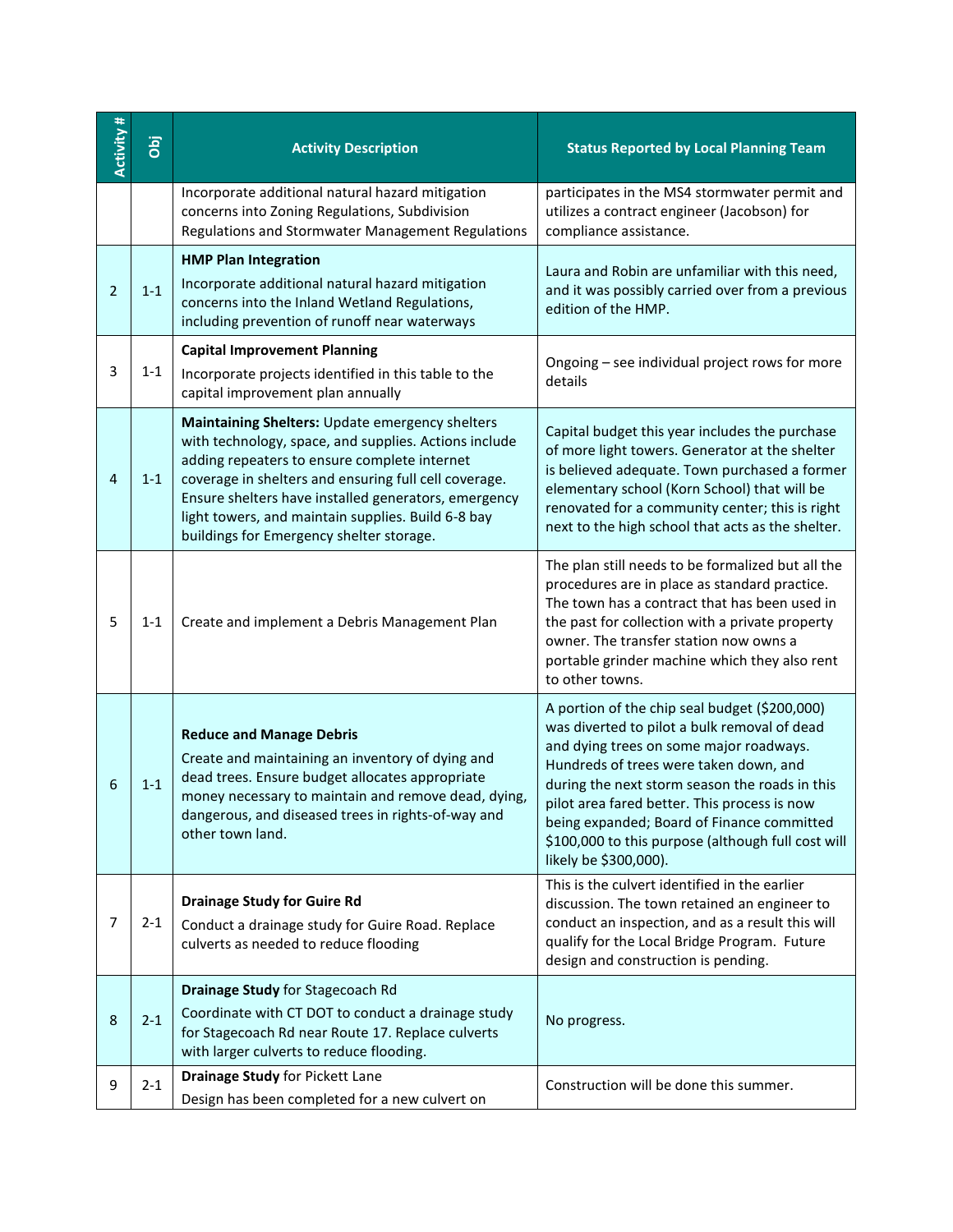| Activity # | Obj | Activity Description | Status Reported by Local Planning Team |
|---|---|---|---|
| | | Incorporate additional natural hazard mitigation concerns into Zoning Regulations, Subdivision Regulations and Stormwater Management Regulations | participates in the MS4 stormwater permit and utilizes a contract engineer (Jacobson) for compliance assistance. |
| 2 | 1-1 | **HMP Plan Integration** Incorporate additional natural hazard mitigation concerns into the Inland Wetland Regulations, including prevention of runoff near waterways | Laura and Robin are unfamiliar with this need, and it was possibly carried over from a previous edition of the HMP. |
| 3 | 1-1 | **Capital Improvement Planning** Incorporate projects identified in this table to the capital improvement plan annually | Ongoing – see individual project rows for more details |
| 4 | 1-1 | **Maintaining Shelters:** Update emergency shelters with technology, space, and supplies. Actions include adding repeaters to ensure complete internet coverage in shelters and ensuring full cell coverage. Ensure shelters have installed generators, emergency light towers, and maintain supplies. Build 6-8 bay buildings for Emergency shelter storage. | Capital budget this year includes the purchase of more light towers. Generator at the shelter is believed adequate. Town purchased a former elementary school (Korn School) that will be renovated for a community center; this is right next to the high school that acts as the shelter. |
| 5 | 1-1 | Create and implement a Debris Management Plan | The plan still needs to be formalized but all the procedures are in place as standard practice. The town has a contract that has been used in the past for collection with a private property owner. The transfer station now owns a portable grinder machine which they also rent to other towns. |
| 6 | 1-1 | **Reduce and Manage Debris** Create and maintaining an inventory of dying and dead trees. Ensure budget allocates appropriate money necessary to maintain and remove dead, dying, dangerous, and diseased trees in rights-of-way and other town land. | A portion of the chip seal budget ($200,000) was diverted to pilot a bulk removal of dead and dying trees on some major roadways. Hundreds of trees were taken down, and during the next storm season the roads in this pilot area fared better. This process is now being expanded; Board of Finance committed $100,000 to this purpose (although full cost will likely be $300,000). |
| 7 | 2-1 | **Drainage Study for Guire Rd** Conduct a drainage study for Guire Road. Replace culverts as needed to reduce flooding | This is the culvert identified in the earlier discussion. The town retained an engineer to conduct an inspection, and as a result this will qualify for the Local Bridge Program. Future design and construction is pending. |
| 8 | 2-1 | **Drainage Study** for Stagecoach Rd Coordinate with CT DOT to conduct a drainage study for Stagecoach Rd near Route 17. Replace culverts with larger culverts to reduce flooding. | No progress. |
| 9 | 2-1 | **Drainage Study** for Pickett Lane Design has been completed for a new culvert on | Construction will be done this summer. |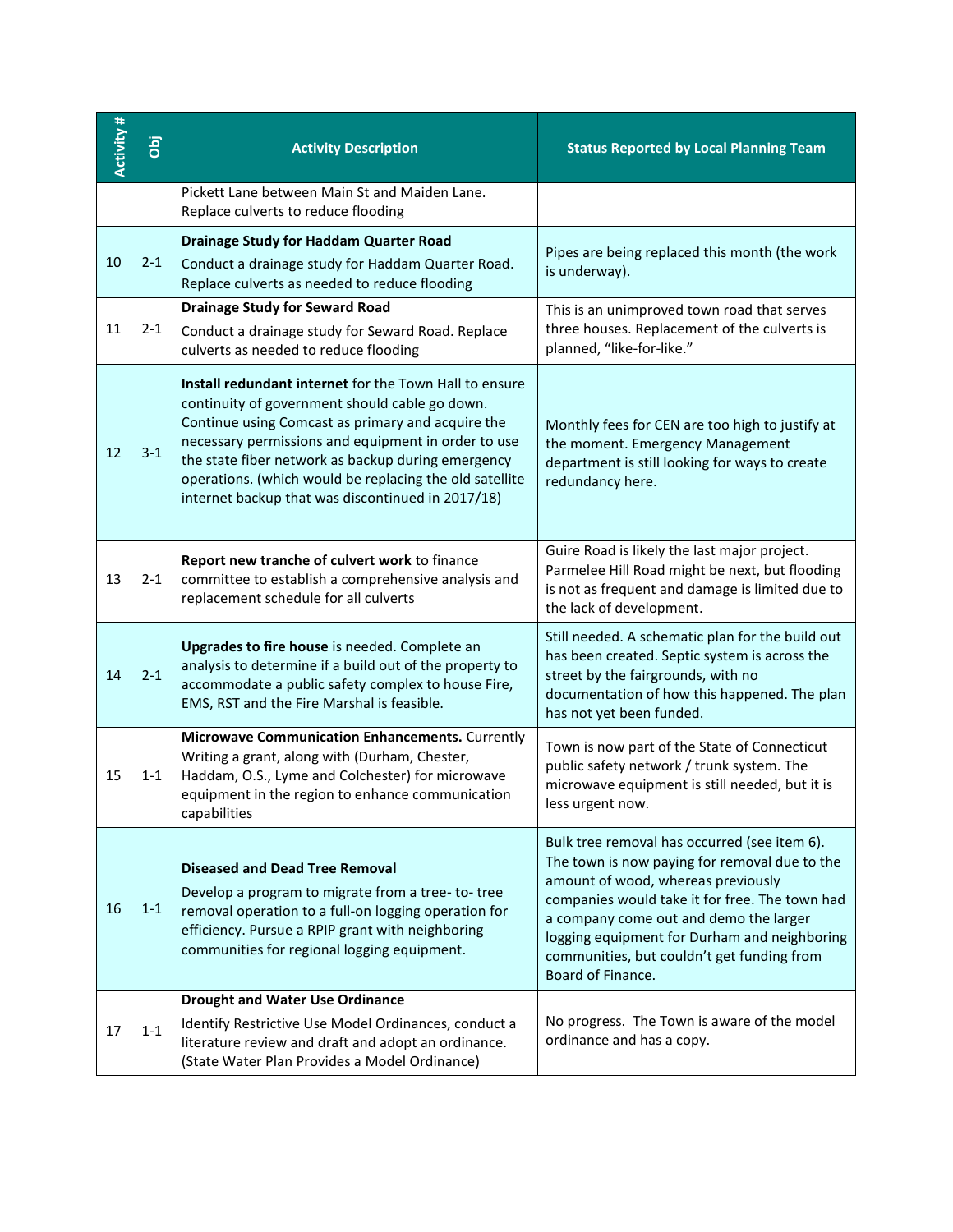| Activity # | Obj | Activity Description | Status Reported by Local Planning Team |
|---|---|---|---|
| | | Pickett Lane between Main St and Maiden Lane. Replace culverts to reduce flooding | |
| 10 | 2-1 | **Drainage Study for Haddam Quarter Road** Conduct a drainage study for Haddam Quarter Road. Replace culverts as needed to reduce flooding | Pipes are being replaced this month (the work is underway). |
| 11 | 2-1 | **Drainage Study for Seward Road** Conduct a drainage study for Seward Road. Replace culverts as needed to reduce flooding | This is an unimproved town road that serves three houses. Replacement of the culverts is planned, "like-for-like." |
| 12 | 3-1 | **Install redundant internet** for the Town Hall to ensure continuity of government should cable go down. Continue using Comcast as primary and acquire the necessary permissions and equipment in order to use the state fiber network as backup during emergency operations. (which would be replacing the old satellite internet backup that was discontinued in 2017/18) | Monthly fees for CEN are too high to justify at the moment. Emergency Management department is still looking for ways to create redundancy here. |
| 13 | 2-1 | **Report new tranche of culvert work** to finance committee to establish a comprehensive analysis and replacement schedule for all culverts | Guire Road is likely the last major project. Parmelee Hill Road might be next, but flooding is not as frequent and damage is limited due to the lack of development. |
| 14 | 2-1 | **Upgrades to fire house** is needed. Complete an analysis to determine if a build out of the property to accommodate a public safety complex to house Fire, EMS, RST and the Fire Marshal is feasible. | Still needed. A schematic plan for the build out has been created. Septic system is across the street by the fairgrounds, with no documentation of how this happened. The plan has not yet been funded. |
| 15 | 1-1 | **Microwave Communication Enhancements.** Currently Writing a grant, along with (Durham, Chester, Haddam, O.S., Lyme and Colchester) for microwave equipment in the region to enhance communication capabilities | Town is now part of the State of Connecticut public safety network / trunk system. The microwave equipment is still needed, but it is less urgent now. |
| 16 | 1-1 | **Diseased and Dead Tree Removal** Develop a program to migrate from a tree- to- tree removal operation to a full-on logging operation for efficiency. Pursue a RPIP grant with neighboring communities for regional logging equipment. | Bulk tree removal has occurred (see item 6). The town is now paying for removal due to the amount of wood, whereas previously companies would take it for free. The town had a company come out and demo the larger logging equipment for Durham and neighboring communities, but couldn't get funding from Board of Finance. |
| 17 | 1-1 | **Drought and Water Use Ordinance** Identify Restrictive Use Model Ordinances, conduct a literature review and draft and adopt an ordinance. (State Water Plan Provides a Model Ordinance) | No progress. The Town is aware of the model ordinance and has a copy. |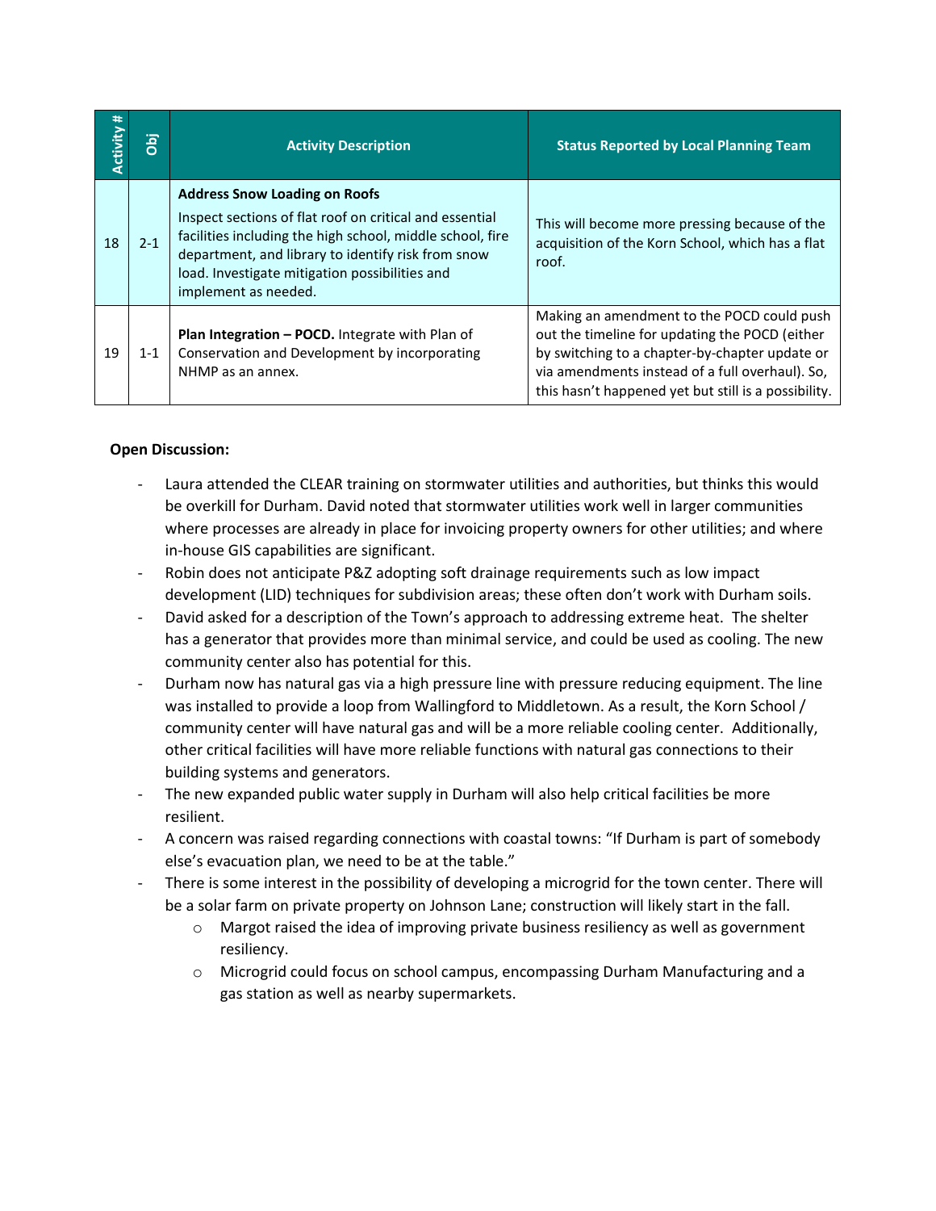| Activity # | Obj | Activity Description | Status Reported by Local Planning Team |
|---|---|---|---|
| 18 | 2-1 | **Address Snow Loading on Roofs** Inspect sections of flat roof on critical and essential facilities including the high school, middle school, fire department, and library to identify risk from snow load. Investigate mitigation possibilities and implement as needed. | This will become more pressing because of the acquisition of the Korn School, which has a flat roof. |
| 19 | 1-1 | **Plan Integration – POCD.** Integrate with Plan of Conservation and Development by incorporating NHMP as an annex. | Making an amendment to the POCD could push out the timeline for updating the POCD (either by switching to a chapter-by-chapter update or via amendments instead of a full overhaul). So, this hasn't happened yet but still is a possibility. |

**Open Discussion:**

- Laura attended the CLEAR training on stormwater utilities and authorities, but thinks this would be overkill for Durham. David noted that stormwater utilities work well in larger communities where processes are already in place for invoicing property owners for other utilities; and where in-house GIS capabilities are significant.
- Robin does not anticipate P&Z adopting soft drainage requirements such as low impact development (LID) techniques for subdivision areas; these often don't work with Durham soils.
- David asked for a description of the Town's approach to addressing extreme heat. The shelter has a generator that provides more than minimal service, and could be used as cooling. The new community center also has potential for this.
- Durham now has natural gas via a high pressure line with pressure reducing equipment. The line was installed to provide a loop from Wallingford to Middletown. As a result, the Korn School / community center will have natural gas and will be a more reliable cooling center. Additionally, other critical facilities will have more reliable functions with natural gas connections to their building systems and generators.
- The new expanded public water supply in Durham will also help critical facilities be more resilient.
- A concern was raised regarding connections with coastal towns: "If Durham is part of somebody else's evacuation plan, we need to be at the table."
- There is some interest in the possibility of developing a microgrid for the town center. There will be a solar farm on private property on Johnson Lane; construction will likely start in the fall.
  - Margot raised the idea of improving private business resiliency as well as government resiliency.
  - Microgrid could focus on school campus, encompassing Durham Manufacturing and a gas station as well as nearby supermarkets.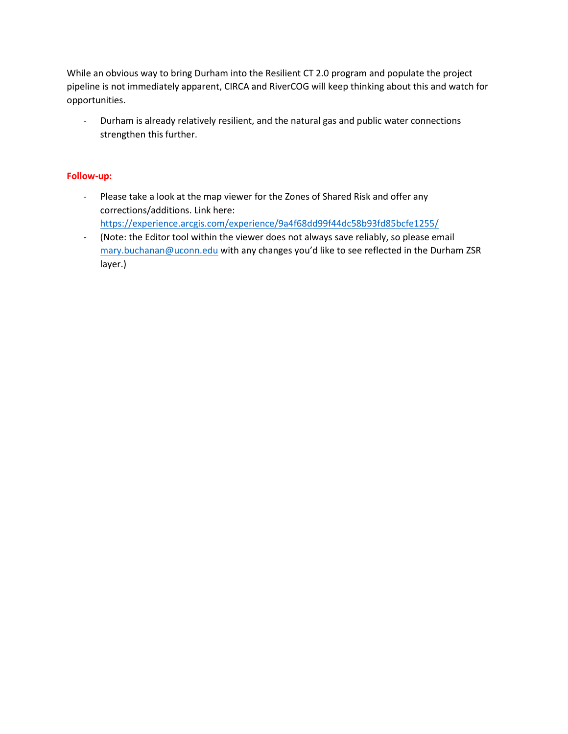While an obvious way to bring Durham into the Resilient CT 2.0 program and populate the project pipeline is not immediately apparent, CIRCA and RiverCOG will keep thinking about this and watch for opportunities.

- Durham is already relatively resilient, and the natural gas and public water connections strengthen this further.

**Follow-up:**

- Please take a look at the map viewer for the Zones of Shared Risk and offer any corrections/additions. Link here: https://experience.arcgis.com/experience/9a4f68dd99f44dc58b93fd85bcfe1255/
- (Note: the Editor tool within the viewer does not always save reliably, so please email mary.buchanan@uconn.edu with any changes you'd like to see reflected in the Durham ZSR layer.)